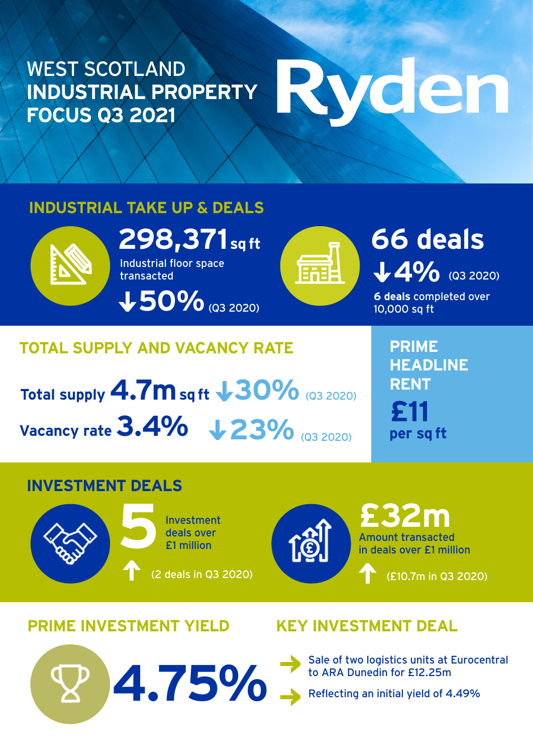# WEST SCOTLAND INDUSTRIAL PROPERTY FOCUS Q3 2021

Ryden

## INDUSTRIAL TAKE UP & DEALS

**298,371** sq ft

Industrial floor space transacted

↓**50%** (Q3 2020)

**66 deals**

↓**4%** (Q3 2020)

**6 deals** completed over 10,000 sq ft

## TOTAL SUPPLY AND VACANCY RATE

**Total supply 4.7m** sq ft ↓**30%** (Q3 2020)

**Vacancy rate 3.4%** ↓**23%** (Q3 2020)

## PRIME HEADLINE RENT

**£11**

**per sq ft**

## INVESTMENT DEALS

**5** Investment deals over £1 million

↑ (2 deals in Q3 2020)

**£32m** Amount transacted in deals over £1 million

↑ (£10.7m in Q3 2020)

## PRIME INVESTMENT YIELD

**4.75%**

## KEY INVESTMENT DEAL

- Sale of two logistics units at Eurocentral to ARA Dunedin for £12.25m
- Reflecting an initial yield of 4.49%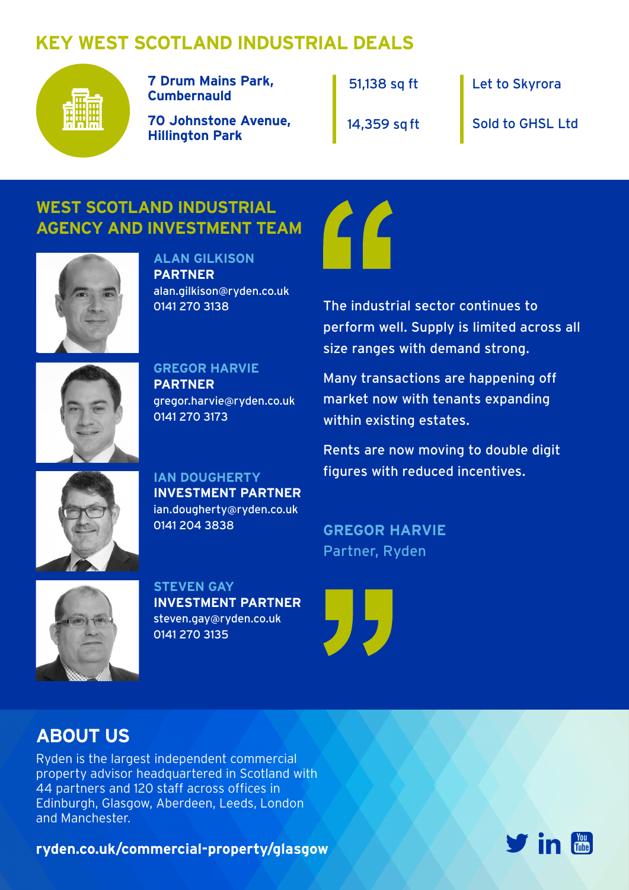## KEY WEST SCOTLAND INDUSTRIAL DEALS

| | | |
|---|---|---|
| **7 Drum Mains Park, Cumbernauld** | 51,138 sq ft | Let to Skyrora |
| **70 Johnstone Avenue, Hillington Park** | 14,359 sq ft | Sold to GHSL Ltd |

## WEST SCOTLAND INDUSTRIAL AGENCY AND INVESTMENT TEAM

**ALAN GILKISON**
**PARTNER**
alan.gilkison@ryden.co.uk
0141 270 3138

**GREGOR HARVIE**
**PARTNER**
gregor.harvie@ryden.co.uk
0141 270 3173

**IAN DOUGHERTY**
**INVESTMENT PARTNER**
ian.dougherty@ryden.co.uk
0141 204 3838

**STEVEN GAY**
**INVESTMENT PARTNER**
steven.gay@ryden.co.uk
0141 270 3135

> The industrial sector continues to perform well. Supply is limited across all size ranges with demand strong.
>
> Many transactions are happening off market now with tenants expanding within existing estates.
>
> Rents are now moving to double digit figures with reduced incentives.
>
> **GREGOR HARVIE**
> Partner, Ryden

## ABOUT US

Ryden is the largest independent commercial property advisor headquartered in Scotland with 44 partners and 120 staff across offices in Edinburgh, Glasgow, Aberdeen, Leeds, London and Manchester.

**ryden.co.uk/commercial-property/glasgow**